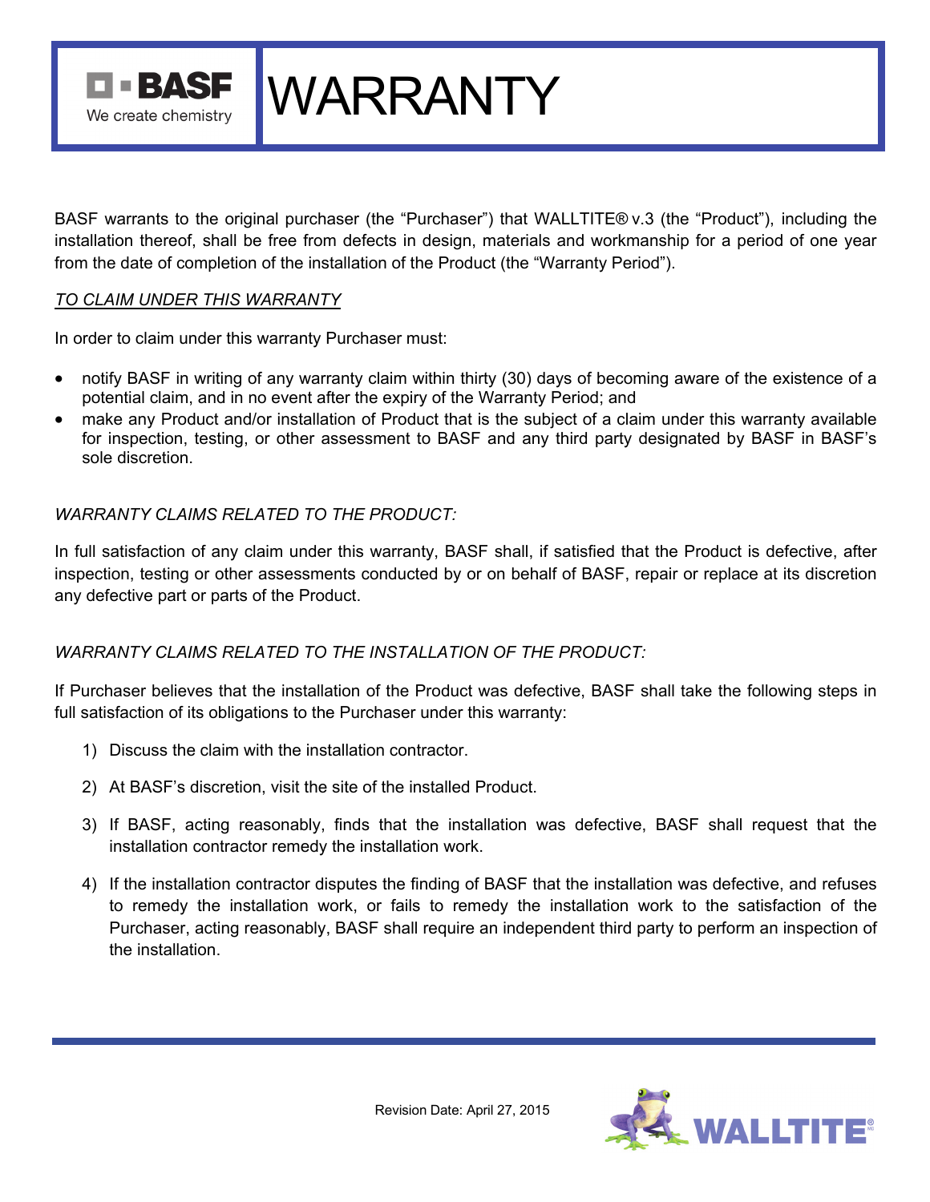# WARRANTY

BASF warrants to the original purchaser (the "Purchaser") that WALLTITE® v.3 (the "Product"), including the installation thereof, shall be free from defects in design, materials and workmanship for a period of one year from the date of completion of the installation of the Product (the "Warranty Period").

*TO CLAIM UNDER THIS WARRANTY*

In order to claim under this warranty Purchaser must:

- notify BASF in writing of any warranty claim within thirty (30) days of becoming aware of the existence of a potential claim, and in no event after the expiry of the Warranty Period; and
- make any Product and/or installation of Product that is the subject of a claim under this warranty available for inspection, testing, or other assessment to BASF and any third party designated by BASF in BASF's sole discretion.

*WARRANTY CLAIMS RELATED TO THE PRODUCT:*

In full satisfaction of any claim under this warranty, BASF shall, if satisfied that the Product is defective, after inspection, testing or other assessments conducted by or on behalf of BASF, repair or replace at its discretion any defective part or parts of the Product.

*WARRANTY CLAIMS RELATED TO THE INSTALLATION OF THE PRODUCT:*

If Purchaser believes that the installation of the Product was defective, BASF shall take the following steps in full satisfaction of its obligations to the Purchaser under this warranty:

1) Discuss the claim with the installation contractor.

2) At BASF's discretion, visit the site of the installed Product.

3) If BASF, acting reasonably, finds that the installation was defective, BASF shall request that the installation contractor remedy the installation work.

4) If the installation contractor disputes the finding of BASF that the installation was defective, and refuses to remedy the installation work, or fails to remedy the installation work to the satisfaction of the Purchaser, acting reasonably, BASF shall require an independent third party to perform an inspection of the installation.

Revision Date: April 27, 2015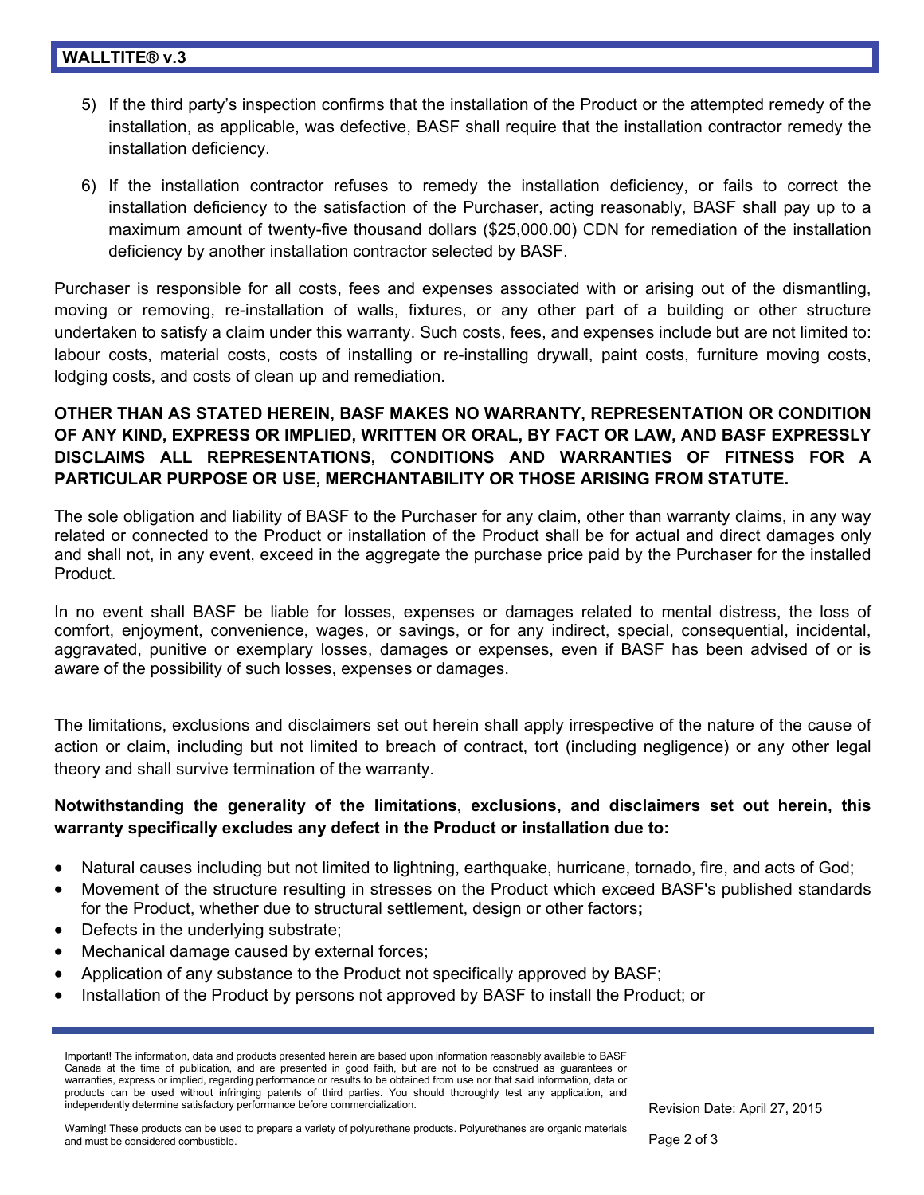5) If the third party's inspection confirms that the installation of the Product or the attempted remedy of the installation, as applicable, was defective, BASF shall require that the installation contractor remedy the installation deficiency.

6) If the installation contractor refuses to remedy the installation deficiency, or fails to correct the installation deficiency to the satisfaction of the Purchaser, acting reasonably, BASF shall pay up to a maximum amount of twenty-five thousand dollars ($25,000.00) CDN for remediation of the installation deficiency by another installation contractor selected by BASF.

Purchaser is responsible for all costs, fees and expenses associated with or arising out of the dismantling, moving or removing, re-installation of walls, fixtures, or any other part of a building or other structure undertaken to satisfy a claim under this warranty. Such costs, fees, and expenses include but are not limited to: labour costs, material costs, costs of installing or re-installing drywall, paint costs, furniture moving costs, lodging costs, and costs of clean up and remediation.

**OTHER THAN AS STATED HEREIN, BASF MAKES NO WARRANTY, REPRESENTATION OR CONDITION OF ANY KIND, EXPRESS OR IMPLIED, WRITTEN OR ORAL, BY FACT OR LAW, AND BASF EXPRESSLY DISCLAIMS ALL REPRESENTATIONS, CONDITIONS AND WARRANTIES OF FITNESS FOR A PARTICULAR PURPOSE OR USE, MERCHANTABILITY OR THOSE ARISING FROM STATUTE.**

The sole obligation and liability of BASF to the Purchaser for any claim, other than warranty claims, in any way related or connected to the Product or installation of the Product shall be for actual and direct damages only and shall not, in any event, exceed in the aggregate the purchase price paid by the Purchaser for the installed Product.

In no event shall BASF be liable for losses, expenses or damages related to mental distress, the loss of comfort, enjoyment, convenience, wages, or savings, or for any indirect, special, consequential, incidental, aggravated, punitive or exemplary losses, damages or expenses, even if BASF has been advised of or is aware of the possibility of such losses, expenses or damages.

The limitations, exclusions and disclaimers set out herein shall apply irrespective of the nature of the cause of action or claim, including but not limited to breach of contract, tort (including negligence) or any other legal theory and shall survive termination of the warranty.

**Notwithstanding the generality of the limitations, exclusions, and disclaimers set out herein, this warranty specifically excludes any defect in the Product or installation due to:**

- Natural causes including but not limited to lightning, earthquake, hurricane, tornado, fire, and acts of God;
- Movement of the structure resulting in stresses on the Product which exceed BASF's published standards for the Product, whether due to structural settlement, design or other factors**;**
- Defects in the underlying substrate;
- Mechanical damage caused by external forces;
- Application of any substance to the Product not specifically approved by BASF;
- Installation of the Product by persons not approved by BASF to install the Product; or

Important! The information, data and products presented herein are based upon information reasonably available to BASF Canada at the time of publication, and are presented in good faith, but are not to be construed as guarantees or warranties, express or implied, regarding performance or results to be obtained from use nor that said information, data or products can be used without infringing patents of third parties. You should thoroughly test any application, and independently determine satisfactory performance before commercialization.

Warning! These products can be used to prepare a variety of polyurethane products. Polyurethanes are organic materials and must be considered combustible.

Revision Date: April 27, 2015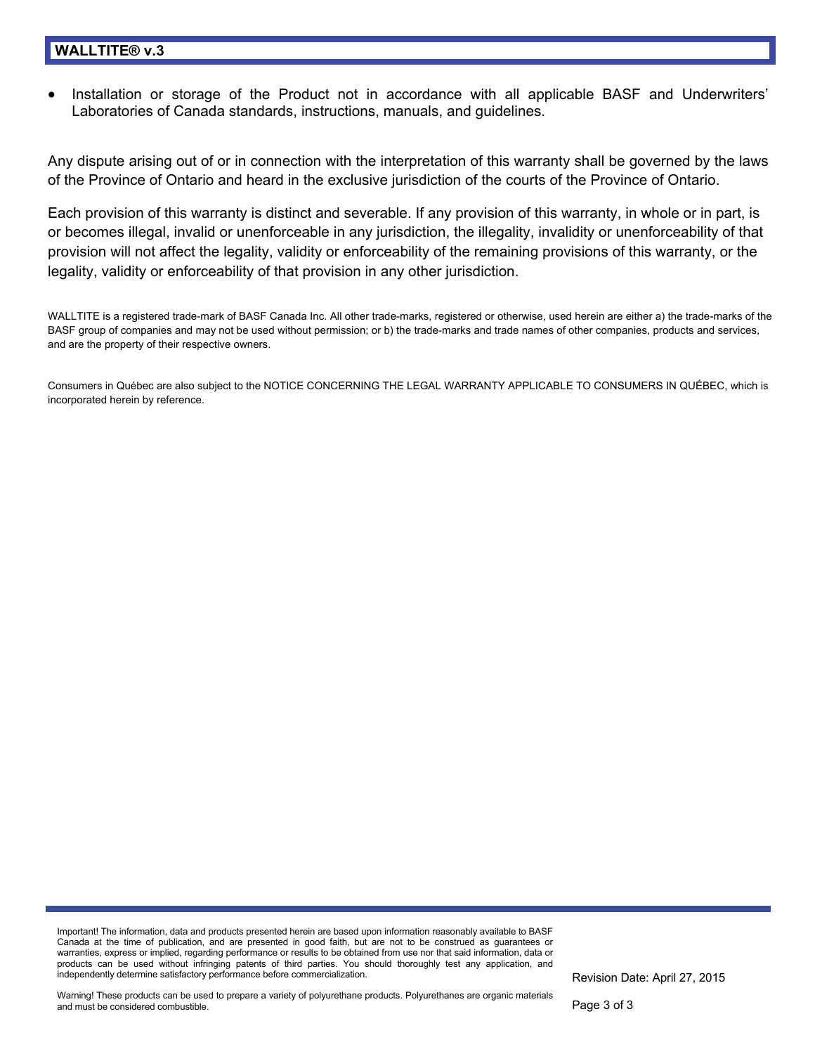- Installation or storage of the Product not in accordance with all applicable BASF and Underwriters' Laboratories of Canada standards, instructions, manuals, and guidelines.

Any dispute arising out of or in connection with the interpretation of this warranty shall be governed by the laws of the Province of Ontario and heard in the exclusive jurisdiction of the courts of the Province of Ontario.

Each provision of this warranty is distinct and severable. If any provision of this warranty, in whole or in part, is or becomes illegal, invalid or unenforceable in any jurisdiction, the illegality, invalidity or unenforceability of that provision will not affect the legality, validity or enforceability of the remaining provisions of this warranty, or the legality, validity or enforceability of that provision in any other jurisdiction.

WALLTITE is a registered trade-mark of BASF Canada Inc. All other trade-marks, registered or otherwise, used herein are either a) the trade-marks of the BASF group of companies and may not be used without permission; or b) the trade-marks and trade names of other companies, products and services, and are the property of their respective owners.

Consumers in Québec are also subject to the NOTICE CONCERNING THE LEGAL WARRANTY APPLICABLE TO CONSUMERS IN QUÉBEC, which is incorporated herein by reference.

Important! The information, data and products presented herein are based upon information reasonably available to BASF Canada at the time of publication, and are presented in good faith, but are not to be construed as guarantees or warranties, express or implied, regarding performance or results to be obtained from use nor that said information, data or products can be used without infringing patents of third parties. You should thoroughly test any application, and independently determine satisfactory performance before commercialization.

Warning! These products can be used to prepare a variety of polyurethane products. Polyurethanes are organic materials and must be considered combustible.

Revision Date: April 27, 2015